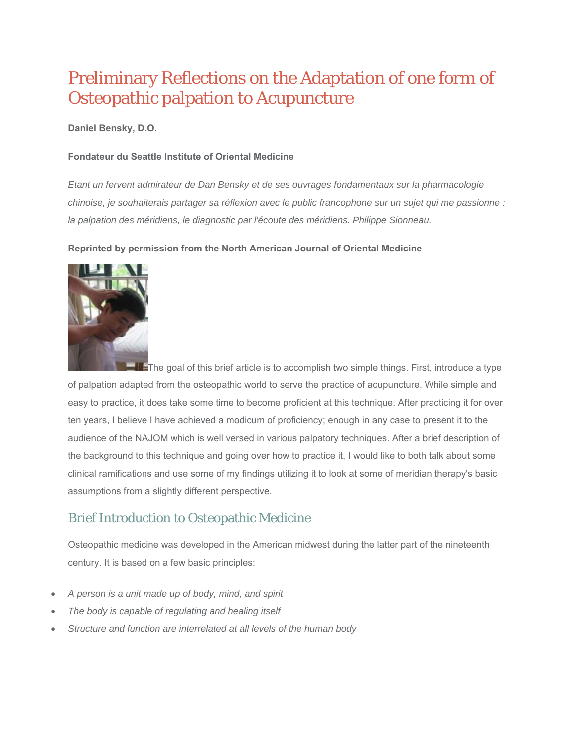# Preliminary Reflections on the Adaptation of one form of Osteopathic palpation to Acupuncture

**Daniel Bensky, D.O.**

**Fondateur du Seattle Institute of Oriental Medicine**

*Etant un fervent admirateur de Dan Bensky et de ses ouvrages fondamentaux sur la pharmacologie chinoise, je souhaiterais partager sa réflexion avec le public francophone sur un sujet qui me passionne : la palpation des méridiens, le diagnostic par l'écoute des méridiens. Philippe Sionneau.*

**Reprinted by permission from the North American Journal of Oriental Medicine**

The goal of this brief article is to accomplish two simple things. First, introduce a type of palpation adapted from the osteopathic world to serve the practice of acupuncture. While simple and easy to practice, it does take some time to become proficient at this technique. After practicing it for over ten years, I believe I have achieved a modicum of proficiency; enough in any case to present it to the audience of the NAJOM which is well versed in various palpatory techniques. After a brief description of the background to this technique and going over how to practice it, I would like to both talk about some clinical ramifications and use some of my findings utilizing it to look at some of meridian therapy's basic assumptions from a slightly different perspective.

## Brief Introduction to Osteopathic Medicine

Osteopathic medicine was developed in the American midwest during the latter part of the nineteenth century. It is based on a few basic principles:

- *A person is a unit made up of body, mind, and spirit*
- *The body is capable of regulating and healing itself*
- *Structure and function are interrelated at all levels of the human body*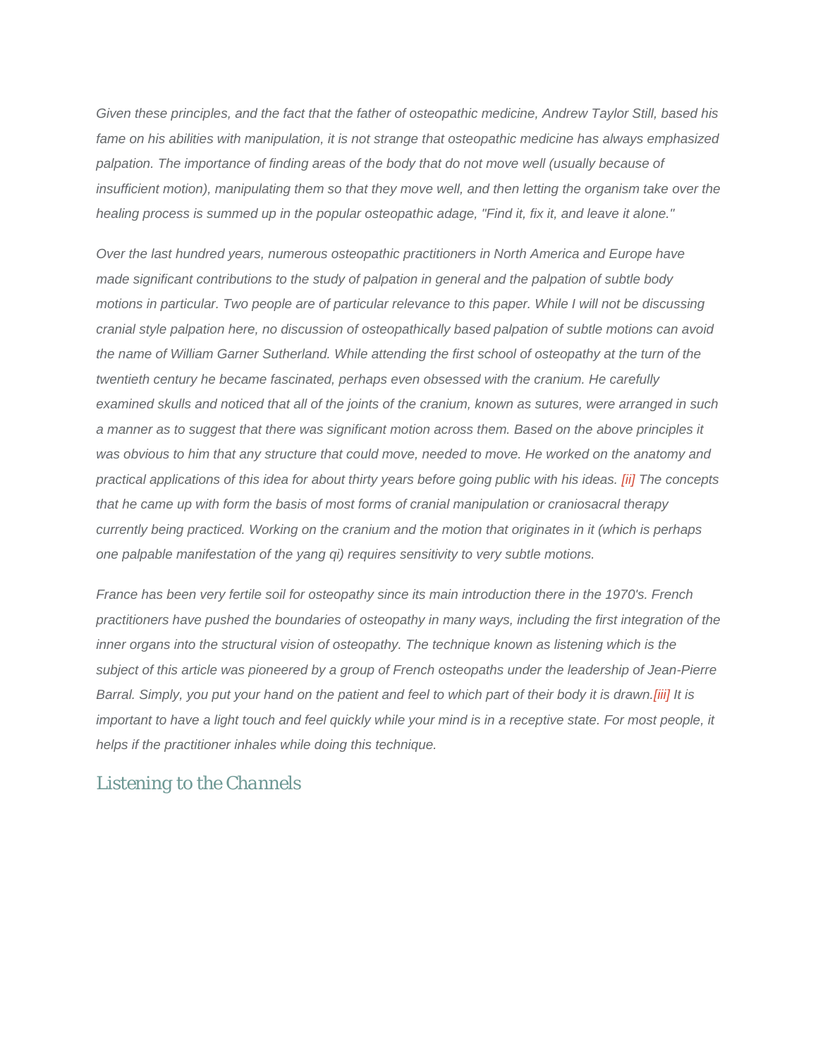*Given these principles, and the fact that the father of osteopathic medicine, Andrew Taylor Still, based his fame on his abilities with manipulation, it is not strange that osteopathic medicine has always emphasized palpation. The importance of finding areas of the body that do not move well (usually because of insufficient motion), manipulating them so that they move well, and then letting the organism take over the healing process is summed up in the popular osteopathic adage, "Find it, fix it, and leave it alone."*

*Over the last hundred years, numerous osteopathic practitioners in North America and Europe have made significant contributions to the study of palpation in general and the palpation of subtle body motions in particular. Two people are of particular relevance to this paper. While I will not be discussing cranial style palpation here, no discussion of osteopathically based palpation of subtle motions can avoid the name of William Garner Sutherland. While attending the first school of osteopathy at the turn of the twentieth century he became fascinated, perhaps even obsessed with the cranium. He carefully examined skulls and noticed that all of the joints of the cranium, known as sutures, were arranged in such a manner as to suggest that there was significant motion across them. Based on the above principles it was obvious to him that any structure that could move, needed to move. He worked on the anatomy and practical applications of this idea for about thirty years before going public with his ideas. [ii] The concepts that he came up with form the basis of most forms of cranial manipulation or craniosacral therapy currently being practiced. Working on the cranium and the motion that originates in it (which is perhaps one palpable manifestation of the yang qi) requires sensitivity to very subtle motions.*

*France has been very fertile soil for osteopathy since its main introduction there in the 1970's. French practitioners have pushed the boundaries of osteopathy in many ways, including the first integration of the inner organs into the structural vision of osteopathy. The technique known as listening which is the subject of this article was pioneered by a group of French osteopaths under the leadership of Jean-Pierre Barral. Simply, you put your hand on the patient and feel to which part of their body it is drawn.[iii] It is important to have a light touch and feel quickly while your mind is in a receptive state. For most people, it helps if the practitioner inhales while doing this technique.*

## Listening to the Channels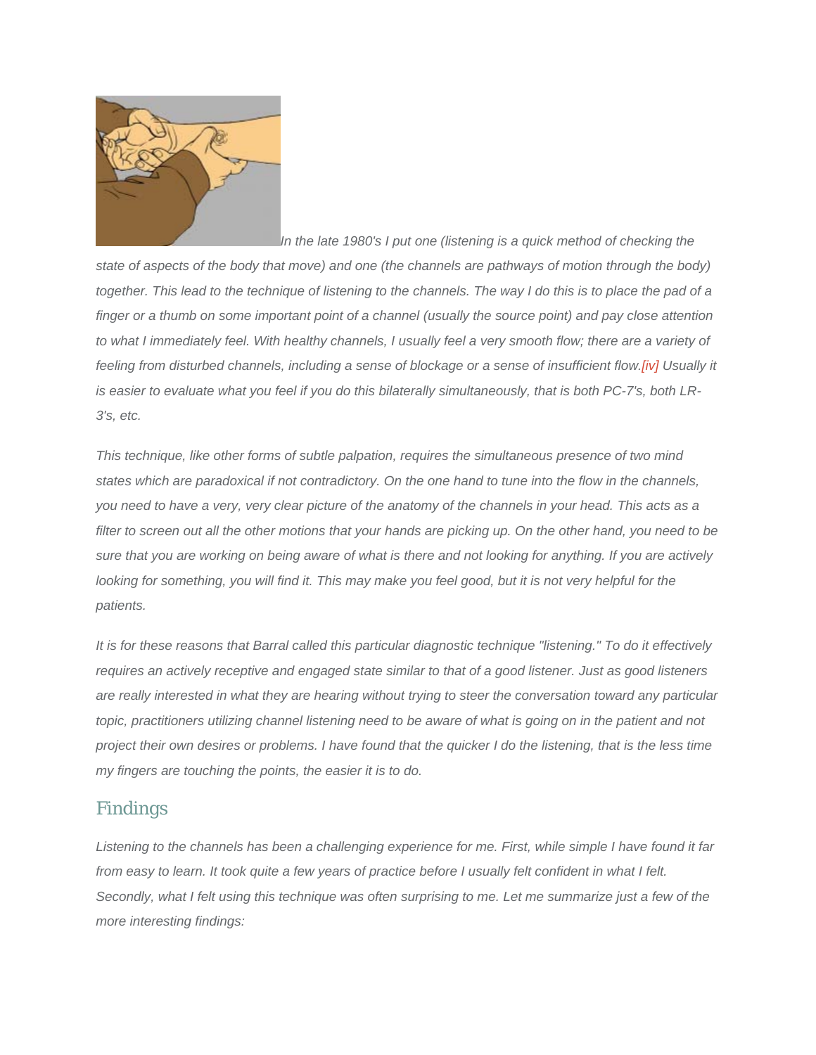*In the late 1980's I put one (listening is a quick method of checking the state of aspects of the body that move) and one (the channels are pathways of motion through the body) together. This lead to the technique of listening to the channels. The way I do this is to place the pad of a finger or a thumb on some important point of a channel (usually the source point) and pay close attention to what I immediately feel. With healthy channels, I usually feel a very smooth flow; there are a variety of feeling from disturbed channels, including a sense of blockage or a sense of insufficient flow.*[iv] *Usually it is easier to evaluate what you feel if you do this bilaterally simultaneously, that is both PC-7's, both LR-3's, etc.*

*This technique, like other forms of subtle palpation, requires the simultaneous presence of two mind states which are paradoxical if not contradictory. On the one hand to tune into the flow in the channels, you need to have a very, very clear picture of the anatomy of the channels in your head. This acts as a filter to screen out all the other motions that your hands are picking up. On the other hand, you need to be sure that you are working on being aware of what is there and not looking for anything. If you are actively looking for something, you will find it. This may make you feel good, but it is not very helpful for the patients.*

*It is for these reasons that Barral called this particular diagnostic technique "listening." To do it effectively requires an actively receptive and engaged state similar to that of a good listener. Just as good listeners are really interested in what they are hearing without trying to steer the conversation toward any particular topic, practitioners utilizing channel listening need to be aware of what is going on in the patient and not project their own desires or problems. I have found that the quicker I do the listening, that is the less time my fingers are touching the points, the easier it is to do.*

## Findings

*Listening to the channels has been a challenging experience for me. First, while simple I have found it far from easy to learn. It took quite a few years of practice before I usually felt confident in what I felt. Secondly, what I felt using this technique was often surprising to me. Let me summarize just a few of the more interesting findings:*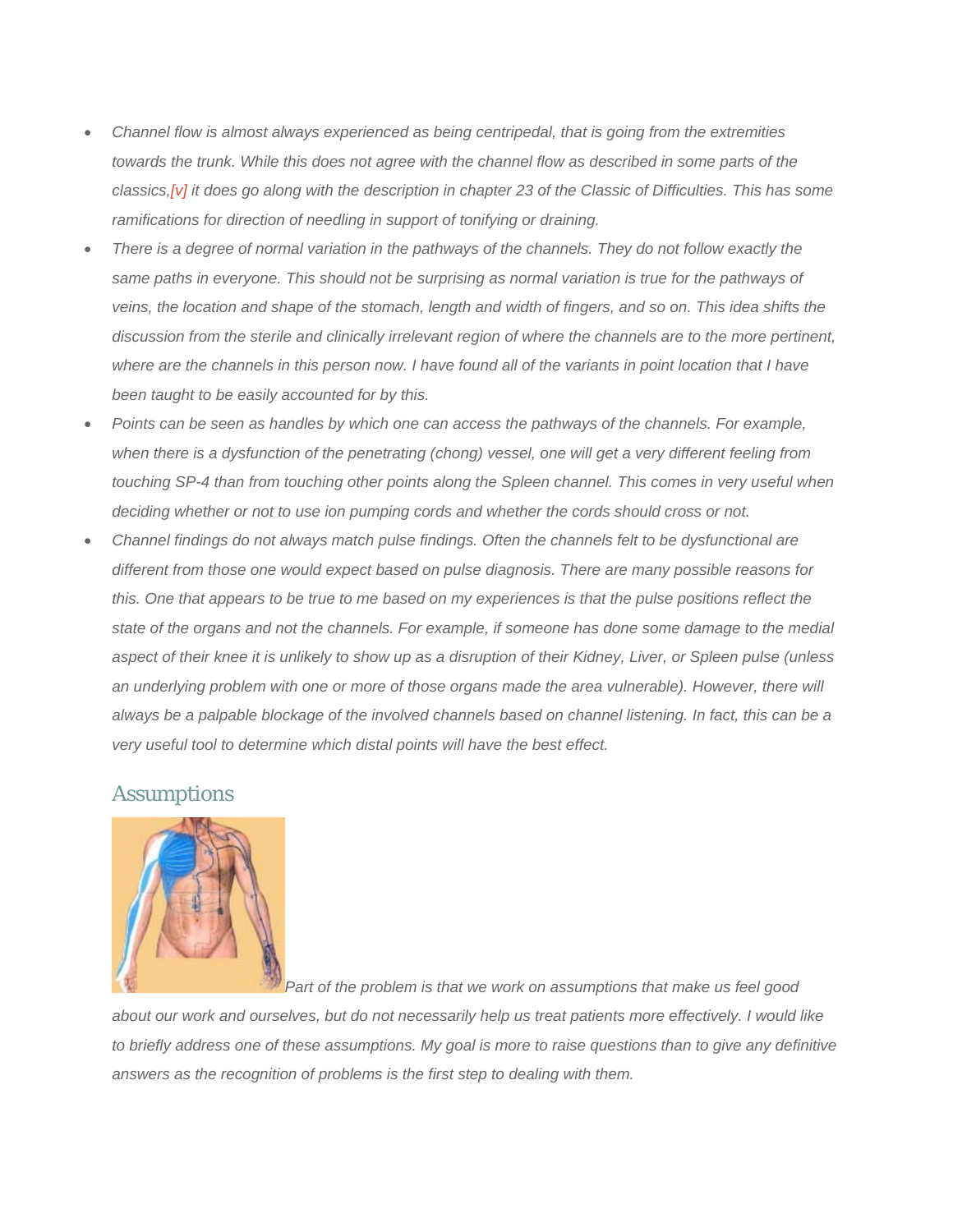- *Channel flow is almost always experienced as being centripedal, that is going from the extremities towards the trunk. While this does not agree with the channel flow as described in some parts of the classics,[v] it does go along with the description in chapter 23 of the Classic of Difficulties. This has some ramifications for direction of needling in support of tonifying or draining.*
- *There is a degree of normal variation in the pathways of the channels. They do not follow exactly the same paths in everyone. This should not be surprising as normal variation is true for the pathways of veins, the location and shape of the stomach, length and width of fingers, and so on. This idea shifts the discussion from the sterile and clinically irrelevant region of where the channels are to the more pertinent, where are the channels in this person now. I have found all of the variants in point location that I have been taught to be easily accounted for by this.*
- *Points can be seen as handles by which one can access the pathways of the channels. For example, when there is a dysfunction of the penetrating (chong) vessel, one will get a very different feeling from touching SP-4 than from touching other points along the Spleen channel. This comes in very useful when deciding whether or not to use ion pumping cords and whether the cords should cross or not.*
- *Channel findings do not always match pulse findings. Often the channels felt to be dysfunctional are different from those one would expect based on pulse diagnosis. There are many possible reasons for this. One that appears to be true to me based on my experiences is that the pulse positions reflect the state of the organs and not the channels. For example, if someone has done some damage to the medial aspect of their knee it is unlikely to show up as a disruption of their Kidney, Liver, or Spleen pulse (unless an underlying problem with one or more of those organs made the area vulnerable). However, there will always be a palpable blockage of the involved channels based on channel listening. In fact, this can be a very useful tool to determine which distal points will have the best effect.*

## Assumptions

*Part of the problem is that we work on assumptions that make us feel good about our work and ourselves, but do not necessarily help us treat patients more effectively. I would like to briefly address one of these assumptions. My goal is more to raise questions than to give any definitive answers as the recognition of problems is the first step to dealing with them.*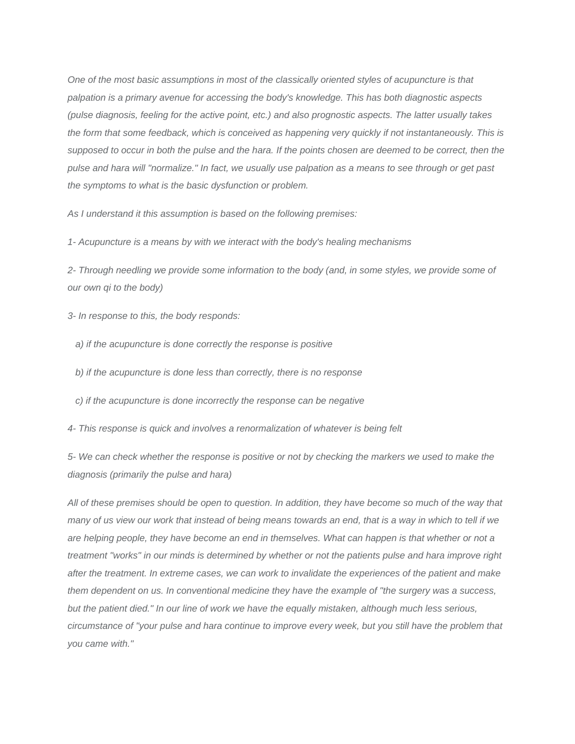*One of the most basic assumptions in most of the classically oriented styles of acupuncture is that palpation is a primary avenue for accessing the body's knowledge. This has both diagnostic aspects (pulse diagnosis, feeling for the active point, etc.) and also prognostic aspects. The latter usually takes the form that some feedback, which is conceived as happening very quickly if not instantaneously. This is supposed to occur in both the pulse and the hara. If the points chosen are deemed to be correct, then the pulse and hara will "normalize." In fact, we usually use palpation as a means to see through or get past the symptoms to what is the basic dysfunction or problem.*

*As I understand it this assumption is based on the following premises:*

*1- Acupuncture is a means by with we interact with the body's healing mechanisms*

*2- Through needling we provide some information to the body (and, in some styles, we provide some of our own qi to the body)*

*3- In response to this, the body responds:*

*a) if the acupuncture is done correctly the response is positive*

*b) if the acupuncture is done less than correctly, there is no response*

*c) if the acupuncture is done incorrectly the response can be negative*

*4- This response is quick and involves a renormalization of whatever is being felt*

*5- We can check whether the response is positive or not by checking the markers we used to make the diagnosis (primarily the pulse and hara)*

*All of these premises should be open to question. In addition, they have become so much of the way that many of us view our work that instead of being means towards an end, that is a way in which to tell if we are helping people, they have become an end in themselves. What can happen is that whether or not a treatment "works" in our minds is determined by whether or not the patients pulse and hara improve right after the treatment. In extreme cases, we can work to invalidate the experiences of the patient and make them dependent on us. In conventional medicine they have the example of "the surgery was a success, but the patient died." In our line of work we have the equally mistaken, although much less serious, circumstance of "your pulse and hara continue to improve every week, but you still have the problem that you came with."*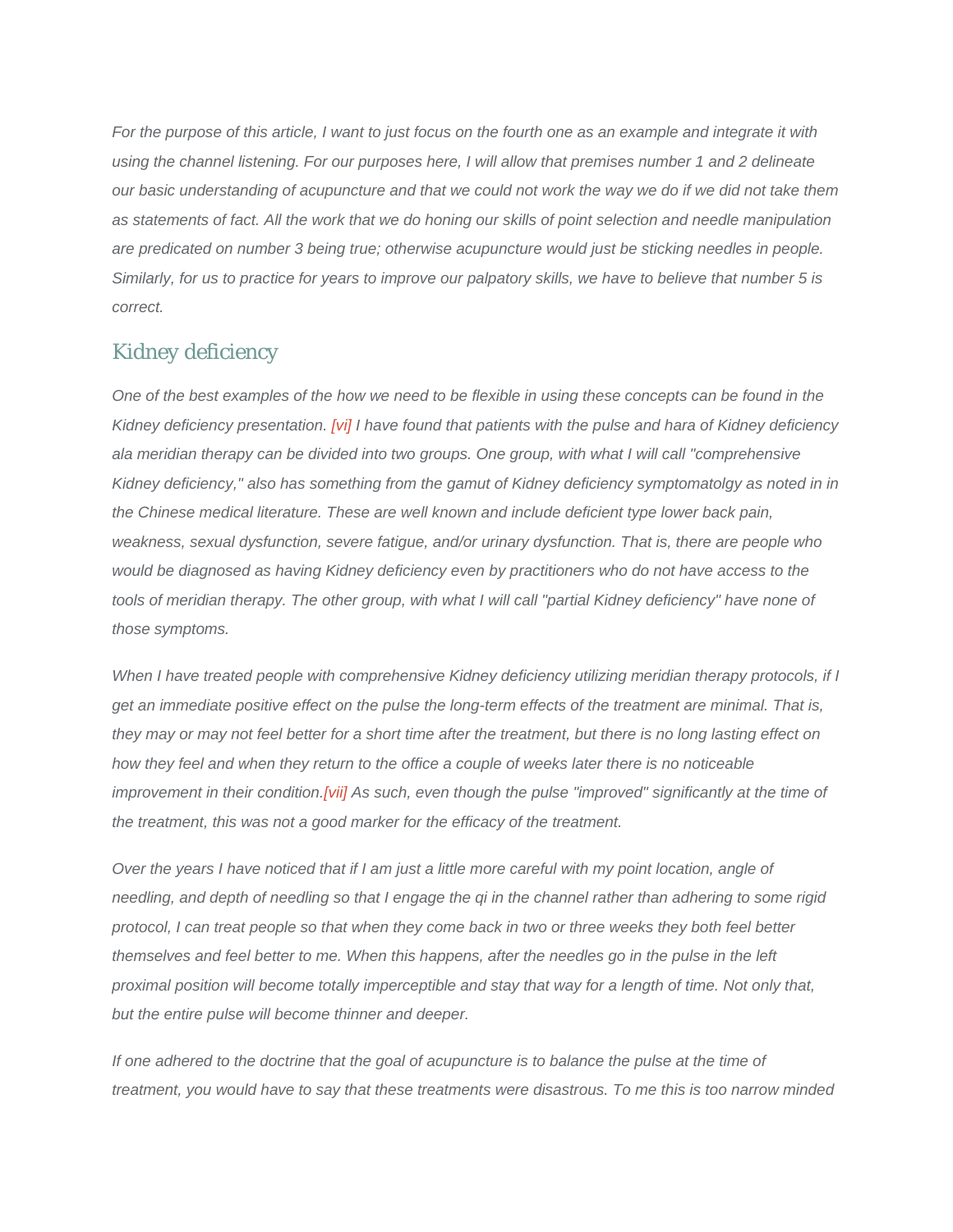*For the purpose of this article, I want to just focus on the fourth one as an example and integrate it with using the channel listening. For our purposes here, I will allow that premises number 1 and 2 delineate our basic understanding of acupuncture and that we could not work the way we do if we did not take them as statements of fact. All the work that we do honing our skills of point selection and needle manipulation are predicated on number 3 being true; otherwise acupuncture would just be sticking needles in people. Similarly, for us to practice for years to improve our palpatory skills, we have to believe that number 5 is correct.*

## Kidney deficiency

*One of the best examples of the how we need to be flexible in using these concepts can be found in the Kidney deficiency presentation. [vi] I have found that patients with the pulse and hara of Kidney deficiency ala meridian therapy can be divided into two groups. One group, with what I will call "comprehensive Kidney deficiency," also has something from the gamut of Kidney deficiency symptomatolgy as noted in in the Chinese medical literature. These are well known and include deficient type lower back pain, weakness, sexual dysfunction, severe fatigue, and/or urinary dysfunction. That is, there are people who would be diagnosed as having Kidney deficiency even by practitioners who do not have access to the tools of meridian therapy. The other group, with what I will call "partial Kidney deficiency" have none of those symptoms.*

*When I have treated people with comprehensive Kidney deficiency utilizing meridian therapy protocols, if I get an immediate positive effect on the pulse the long-term effects of the treatment are minimal. That is, they may or may not feel better for a short time after the treatment, but there is no long lasting effect on how they feel and when they return to the office a couple of weeks later there is no noticeable improvement in their condition.[vii] As such, even though the pulse "improved" significantly at the time of the treatment, this was not a good marker for the efficacy of the treatment.*

*Over the years I have noticed that if I am just a little more careful with my point location, angle of needling, and depth of needling so that I engage the qi in the channel rather than adhering to some rigid protocol, I can treat people so that when they come back in two or three weeks they both feel better themselves and feel better to me. When this happens, after the needles go in the pulse in the left proximal position will become totally imperceptible and stay that way for a length of time. Not only that, but the entire pulse will become thinner and deeper.*

*If one adhered to the doctrine that the goal of acupuncture is to balance the pulse at the time of treatment, you would have to say that these treatments were disastrous. To me this is too narrow minded*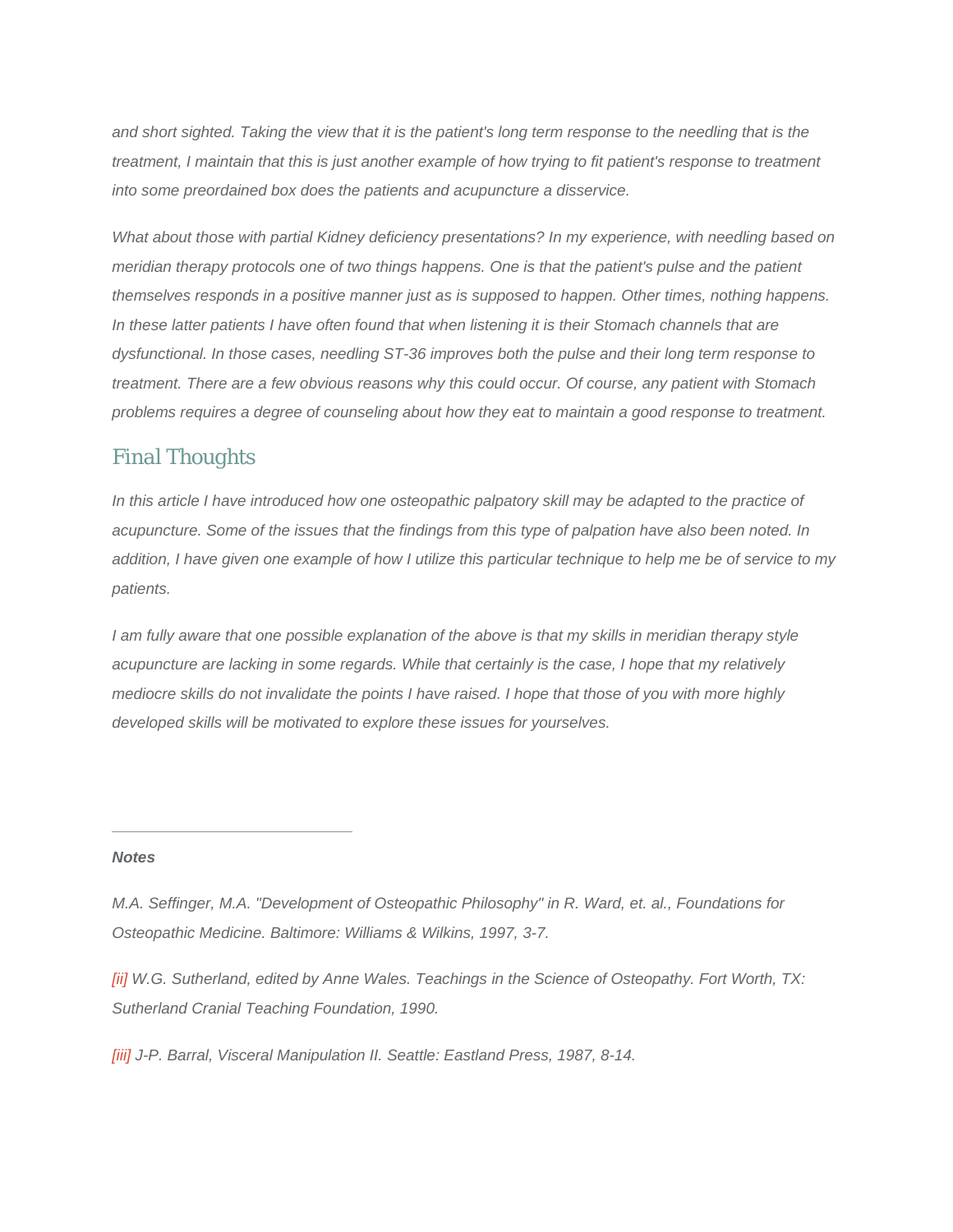*and short sighted. Taking the view that it is the patient's long term response to the needling that is the treatment, I maintain that this is just another example of how trying to fit patient's response to treatment into some preordained box does the patients and acupuncture a disservice.*

*What about those with partial Kidney deficiency presentations? In my experience, with needling based on meridian therapy protocols one of two things happens. One is that the patient's pulse and the patient themselves responds in a positive manner just as is supposed to happen. Other times, nothing happens. In these latter patients I have often found that when listening it is their Stomach channels that are dysfunctional. In those cases, needling ST-36 improves both the pulse and their long term response to treatment. There are a few obvious reasons why this could occur. Of course, any patient with Stomach problems requires a degree of counseling about how they eat to maintain a good response to treatment.*

## Final Thoughts

*In this article I have introduced how one osteopathic palpatory skill may be adapted to the practice of acupuncture. Some of the issues that the findings from this type of palpation have also been noted. In addition, I have given one example of how I utilize this particular technique to help me be of service to my patients.*

*I am fully aware that one possible explanation of the above is that my skills in meridian therapy style acupuncture are lacking in some regards. While that certainly is the case, I hope that my relatively mediocre skills do not invalidate the points I have raised. I hope that those of you with more highly developed skills will be motivated to explore these issues for yourselves.*

---

***Notes***

*M.A. Seffinger, M.A. "Development of Osteopathic Philosophy" in R. Ward, et. al., Foundations for Osteopathic Medicine. Baltimore: Williams & Wilkins, 1997, 3-7.*

*[ii] W.G. Sutherland, edited by Anne Wales. Teachings in the Science of Osteopathy. Fort Worth, TX: Sutherland Cranial Teaching Foundation, 1990.*

*[iii] J-P. Barral, Visceral Manipulation II. Seattle: Eastland Press, 1987, 8-14.*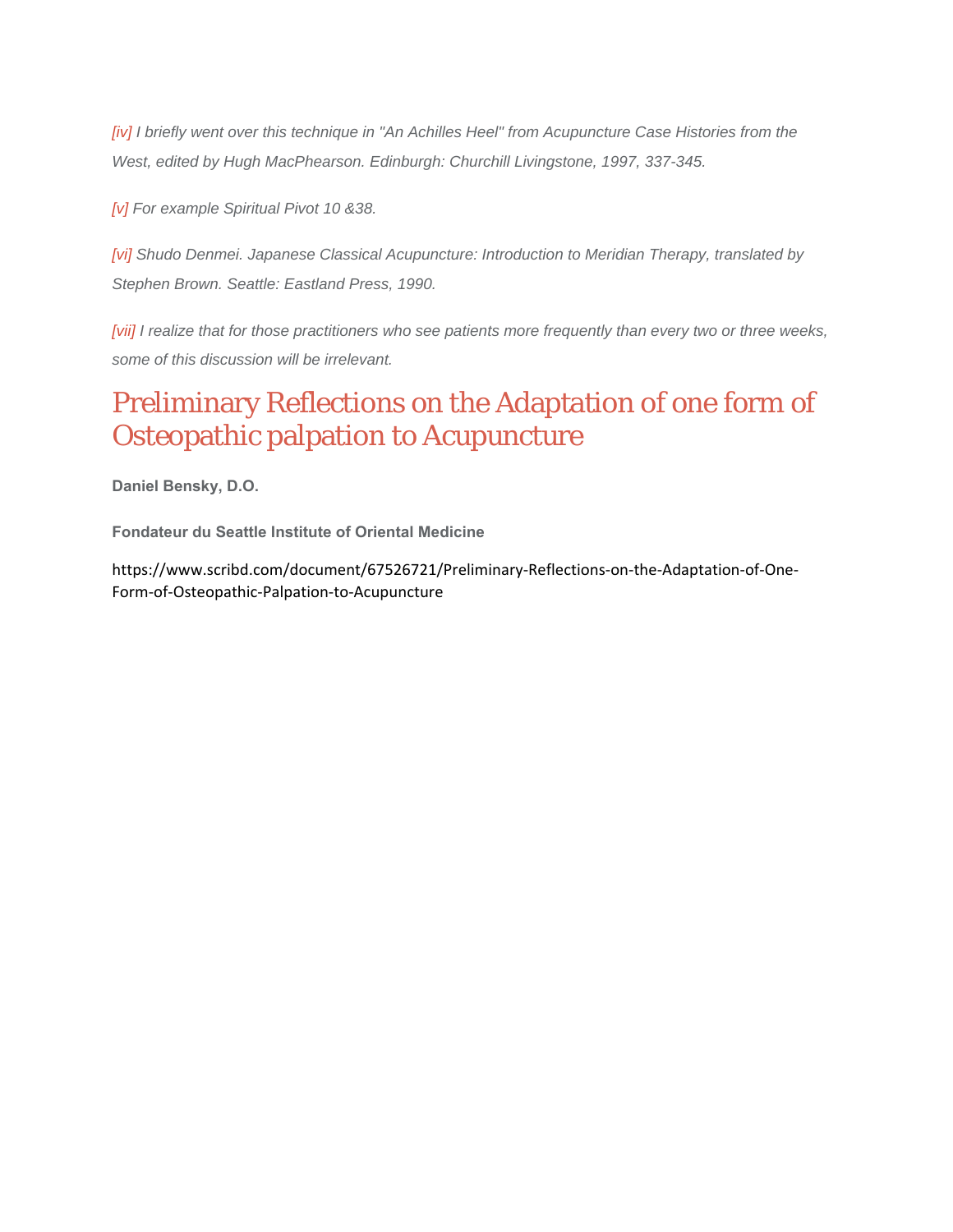*[iv] I briefly went over this technique in "An Achilles Heel" from Acupuncture Case Histories from the West, edited by Hugh MacPhearson. Edinburgh: Churchill Livingstone, 1997, 337-345.*

*[v] For example Spiritual Pivot 10 &38.*

*[vi] Shudo Denmei. Japanese Classical Acupuncture: Introduction to Meridian Therapy, translated by Stephen Brown. Seattle: Eastland Press, 1990.*

*[vii] I realize that for those practitioners who see patients more frequently than every two or three weeks, some of this discussion will be irrelevant.*

# Preliminary Reflections on the Adaptation of one form of Osteopathic palpation to Acupuncture

**Daniel Bensky, D.O.**

**Fondateur du Seattle Institute of Oriental Medicine**

https://www.scribd.com/document/67526721/Preliminary-Reflections-on-the-Adaptation-of-One-Form-of-Osteopathic-Palpation-to-Acupuncture